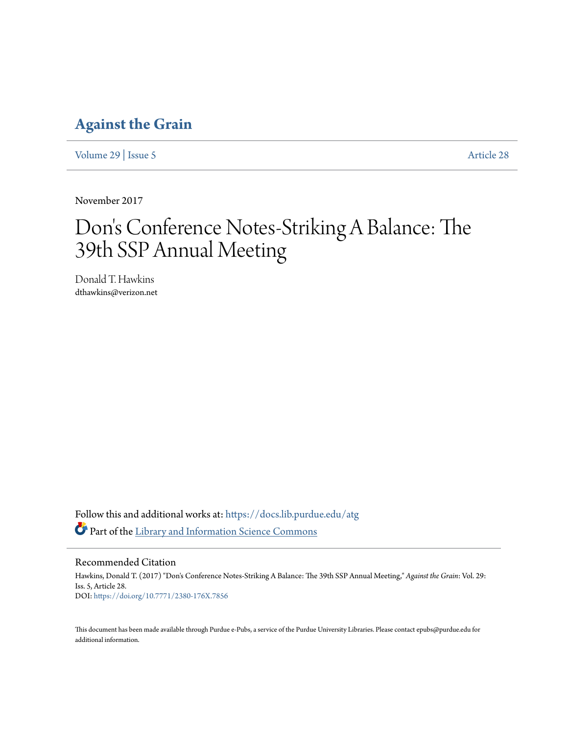# Against the Grain

Volume 29 | Issue 5 Article 28

November 2017

# Don's Conference Notes-Striking A Balance: The 39th SSP Annual Meeting

Donald T. Hawkins
dthawkins@verizon.net

Follow this and additional works at: https://docs.lib.purdue.edu/atg

Part of the Library and Information Science Commons

## Recommended Citation

Hawkins, Donald T. (2017) "Don's Conference Notes-Striking A Balance: The 39th SSP Annual Meeting," *Against the Grain*: Vol. 29: Iss. 5, Article 28.
DOI: https://doi.org/10.7771/2380-176X.7856

This document has been made available through Purdue e-Pubs, a service of the Purdue University Libraries. Please contact epubs@purdue.edu for additional information.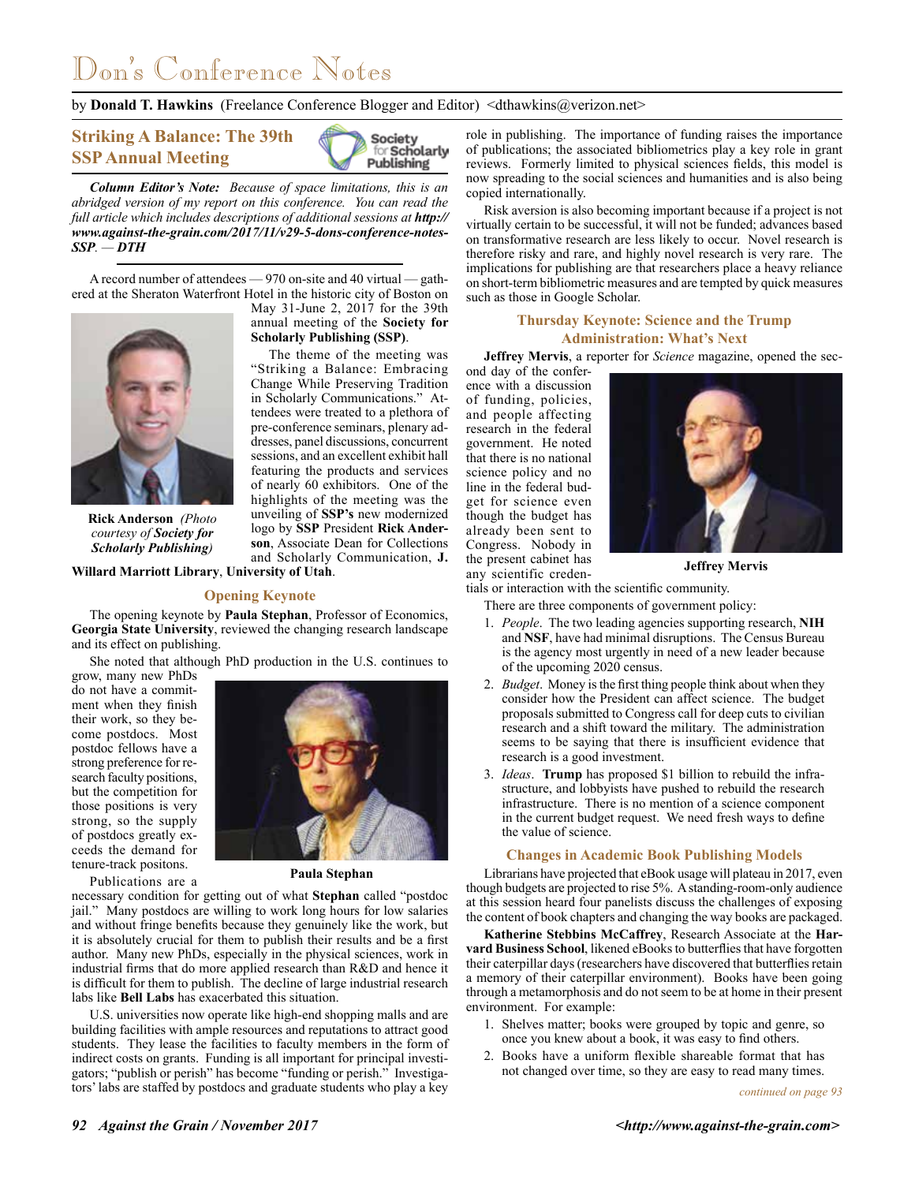# Don's Conference Notes

by **Donald T. Hawkins** (Freelance Conference Blogger and Editor) <dthawkins@verizon.net>

## Striking A Balance: The 39th SSP Annual Meeting

***Column Editor's Note:** Because of space limitations, this is an abridged version of my report on this conference. You can read the full article which includes descriptions of additional sessions at **http://www.against-the-grain.com/2017/11/v29-5-dons-conference-notes-SSP**. — **DTH***

A record number of attendees — 970 on-site and 40 virtual — gathered at the Sheraton Waterfront Hotel in the historic city of Boston on May 31-June 2, 2017 for the 39th annual meeting of the **Society for Scholarly Publishing (SSP)**.

The theme of the meeting was "Striking a Balance: Embracing Change While Preserving Tradition in Scholarly Communications." Attendees were treated to a plethora of pre-conference seminars, plenary addresses, panel discussions, concurrent sessions, and an excellent exhibit hall featuring the products and services of nearly 60 exhibitors. One of the highlights of the meeting was the unveiling of **SSP's** new modernized logo by **SSP** President **Rick Anderson**, Associate Dean for Collections and Scholarly Communication, **J. Willard Marriott Library**, **University of Utah**.

**Rick Anderson** *(Photo courtesy of **Society for Scholarly Publishing**)*

### Opening Keynote

The opening keynote by **Paula Stephan**, Professor of Economics, **Georgia State University**, reviewed the changing research landscape and its effect on publishing.

She noted that although PhD production in the U.S. continues to grow, many new PhDs do not have a commitment when they finish their work, so they become postdocs. Most postdoc fellows have a strong preference for research faculty positions, but the competition for those positions is very strong, so the supply of postdocs greatly exceeds the demand for tenure-track positons.

**Paula Stephan**

Publications are a necessary condition for getting out of what **Stephan** called "postdoc jail." Many postdocs are willing to work long hours for low salaries and without fringe benefits because they genuinely like the work, but it is absolutely crucial for them to publish their results and be a first author. Many new PhDs, especially in the physical sciences, work in industrial firms that do more applied research than R&D and hence it is difficult for them to publish. The decline of large industrial research labs like **Bell Labs** has exacerbated this situation.

U.S. universities now operate like high-end shopping malls and are building facilities with ample resources and reputations to attract good students. They lease the facilities to faculty members in the form of indirect costs on grants. Funding is all important for principal investigators; "publish or perish" has become "funding or perish." Investigators' labs are staffed by postdocs and graduate students who play a key role in publishing. The importance of funding raises the importance of publications; the associated bibliometrics play a key role in grant reviews. Formerly limited to physical sciences fields, this model is now spreading to the social sciences and humanities and is also being copied internationally.

Risk aversion is also becoming important because if a project is not virtually certain to be successful, it will not be funded; advances based on transformative research are less likely to occur. Novel research is therefore risky and rare, and highly novel research is very rare. The implications for publishing are that researchers place a heavy reliance on short-term bibliometric measures and are tempted by quick measures such as those in Google Scholar.

### Thursday Keynote: Science and the Trump Administration: What's Next

**Jeffrey Mervis**, a reporter for *Science* magazine, opened the second day of the conference with a discussion of funding, policies, and people affecting research in the federal government. He noted that there is no national science policy and no line in the federal budget for science even though the budget has already been sent to Congress. Nobody in the present cabinet has any scientific credentials or interaction with the scientific community.

**Jeffrey Mervis**

There are three components of government policy:

1. *People*. The two leading agencies supporting research, **NIH** and **NSF**, have had minimal disruptions. The Census Bureau is the agency most urgently in need of a new leader because of the upcoming 2020 census.
2. *Budget*. Money is the first thing people think about when they consider how the President can affect science. The budget proposals submitted to Congress call for deep cuts to civilian research and a shift toward the military. The administration seems to be saying that there is insufficient evidence that research is a good investment.
3. *Ideas*. **Trump** has proposed $1 billion to rebuild the infrastructure, and lobbyists have pushed to rebuild the research infrastructure. There is no mention of a science component in the current budget request. We need fresh ways to define the value of science.

### Changes in Academic Book Publishing Models

Librarians have projected that eBook usage will plateau in 2017, even though budgets are projected to rise 5%. A standing-room-only audience at this session heard four panelists discuss the challenges of exposing the content of book chapters and changing the way books are packaged.

**Katherine Stebbins McCaffrey**, Research Associate at the **Harvard Business School**, likened eBooks to butterflies that have forgotten their caterpillar days (researchers have discovered that butterflies retain a memory of their caterpillar environment). Books have been going through a metamorphosis and do not seem to be at home in their present environment. For example:

1. Shelves matter; books were grouped by topic and genre, so once you knew about a book, it was easy to find others.
2. Books have a uniform flexible shareable format that has not changed over time, so they are easy to read many times.

*continued on page 93*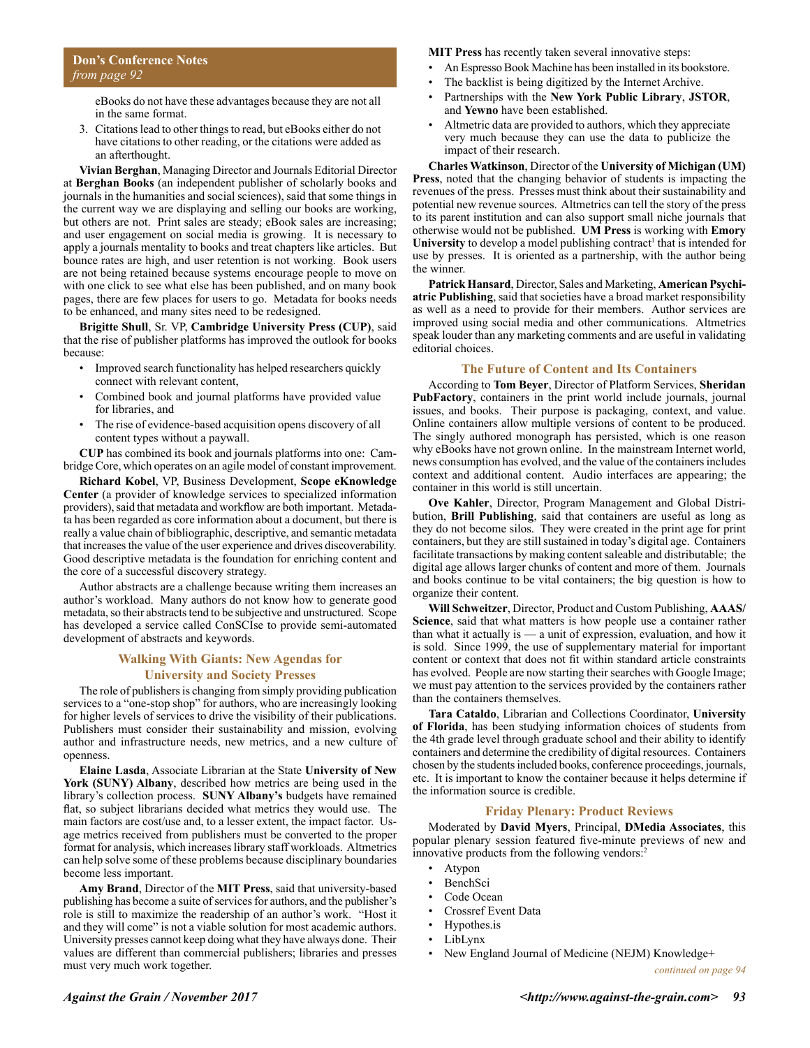**Don's Conference Notes**
*from page 92*

eBooks do not have these advantages because they are not all in the same format.

3. Citations lead to other things to read, but eBooks either do not have citations to other reading, or the citations were added as an afterthought.

**Vivian Berghan**, Managing Director and Journals Editorial Director at **Berghan Books** (an independent publisher of scholarly books and journals in the humanities and social sciences), said that some things in the current way we are displaying and selling our books are working, but others are not. Print sales are steady; eBook sales are increasing; and user engagement on social media is growing. It is necessary to apply a journals mentality to books and treat chapters like articles. But bounce rates are high, and user retention is not working. Book users are not being retained because systems encourage people to move on with one click to see what else has been published, and on many book pages, there are few places for users to go. Metadata for books needs to be enhanced, and many sites need to be redesigned.

**Brigitte Shull**, Sr. VP, **Cambridge University Press (CUP)**, said that the rise of publisher platforms has improved the outlook for books because:

- Improved search functionality has helped researchers quickly connect with relevant content,
- Combined book and journal platforms have provided value for libraries, and
- The rise of evidence-based acquisition opens discovery of all content types without a paywall.

**CUP** has combined its book and journals platforms into one: Cambridge Core, which operates on an agile model of constant improvement.

**Richard Kobel**, VP, Business Development, **Scope eKnowledge Center** (a provider of knowledge services to specialized information providers), said that metadata and workflow are both important. Metadata has been regarded as core information about a document, but there is really a value chain of bibliographic, descriptive, and semantic metadata that increases the value of the user experience and drives discoverability. Good descriptive metadata is the foundation for enriching content and the core of a successful discovery strategy.

Author abstracts are a challenge because writing them increases an author's workload. Many authors do not know how to generate good metadata, so their abstracts tend to be subjective and unstructured. Scope has developed a service called ConSCIse to provide semi-automated development of abstracts and keywords.

## Walking With Giants: New Agendas for University and Society Presses

The role of publishers is changing from simply providing publication services to a "one-stop shop" for authors, who are increasingly looking for higher levels of services to drive the visibility of their publications. Publishers must consider their sustainability and mission, evolving author and infrastructure needs, new metrics, and a new culture of openness.

**Elaine Lasda**, Associate Librarian at the State **University of New York (SUNY) Albany**, described how metrics are being used in the library's collection process. **SUNY Albany's** budgets have remained flat, so subject librarians decided what metrics they would use. The main factors are cost/use and, to a lesser extent, the impact factor. Usage metrics received from publishers must be converted to the proper format for analysis, which increases library staff workloads. Altmetrics can help solve some of these problems because disciplinary boundaries become less important.

**Amy Brand**, Director of the **MIT Press**, said that university-based publishing has become a suite of services for authors, and the publisher's role is still to maximize the readership of an author's work. "Host it and they will come" is not a viable solution for most academic authors. University presses cannot keep doing what they have always done. Their values are different than commercial publishers; libraries and presses must very much work together.

**MIT Press** has recently taken several innovative steps:

- An Espresso Book Machine has been installed in its bookstore.
- The backlist is being digitized by the Internet Archive.
- Partnerships with the **New York Public Library**, **JSTOR**, and **Yewno** have been established.
- Altmetric data are provided to authors, which they appreciate very much because they can use the data to publicize the impact of their research.

**Charles Watkinson**, Director of the **University of Michigan (UM) Press**, noted that the changing behavior of students is impacting the revenues of the press. Presses must think about their sustainability and potential new revenue sources. Altmetrics can tell the story of the press to its parent institution and can also support small niche journals that otherwise would not be published. **UM Press** is working with **Emory University** to develop a model publishing contract[1] that is intended for use by presses. It is oriented as a partnership, with the author being the winner.

**Patrick Hansard**, Director, Sales and Marketing, **American Psychiatric Publishing**, said that societies have a broad market responsibility as well as a need to provide for their members. Author services are improved using social media and other communications. Altmetrics speak louder than any marketing comments and are useful in validating editorial choices.

## The Future of Content and Its Containers

According to **Tom Beyer**, Director of Platform Services, **Sheridan PubFactory**, containers in the print world include journals, journal issues, and books. Their purpose is packaging, context, and value. Online containers allow multiple versions of content to be produced. The singly authored monograph has persisted, which is one reason why eBooks have not grown online. In the mainstream Internet world, news consumption has evolved, and the value of the containers includes context and additional content. Audio interfaces are appearing; the container in this world is still uncertain.

**Ove Kahler**, Director, Program Management and Global Distribution, **Brill Publishing**, said that containers are useful as long as they do not become silos. They were created in the print age for print containers, but they are still sustained in today's digital age. Containers facilitate transactions by making content saleable and distributable; the digital age allows larger chunks of content and more of them. Journals and books continue to be vital containers; the big question is how to organize their content.

**Will Schweitzer**, Director, Product and Custom Publishing, **AAAS/Science**, said that what matters is how people use a container rather than what it actually is — a unit of expression, evaluation, and how it is sold. Since 1999, the use of supplementary material for important content or context that does not fit within standard article constraints has evolved. People are now starting their searches with Google Image; we must pay attention to the services provided by the containers rather than the containers themselves.

**Tara Cataldo**, Librarian and Collections Coordinator, **University of Florida**, has been studying information choices of students from the 4th grade level through graduate school and their ability to identify containers and determine the credibility of digital resources. Containers chosen by the students included books, conference proceedings, journals, etc. It is important to know the container because it helps determine if the information source is credible.

## Friday Plenary: Product Reviews

Moderated by **David Myers**, Principal, **DMedia Associates**, this popular plenary session featured five-minute previews of new and innovative products from the following vendors:[2]

- Atypon
- BenchSci
- Code Ocean
- Crossref Event Data
- Hypothes.is
- LibLynx
- New England Journal of Medicine (NEJM) Knowledge+

*continued on page 94*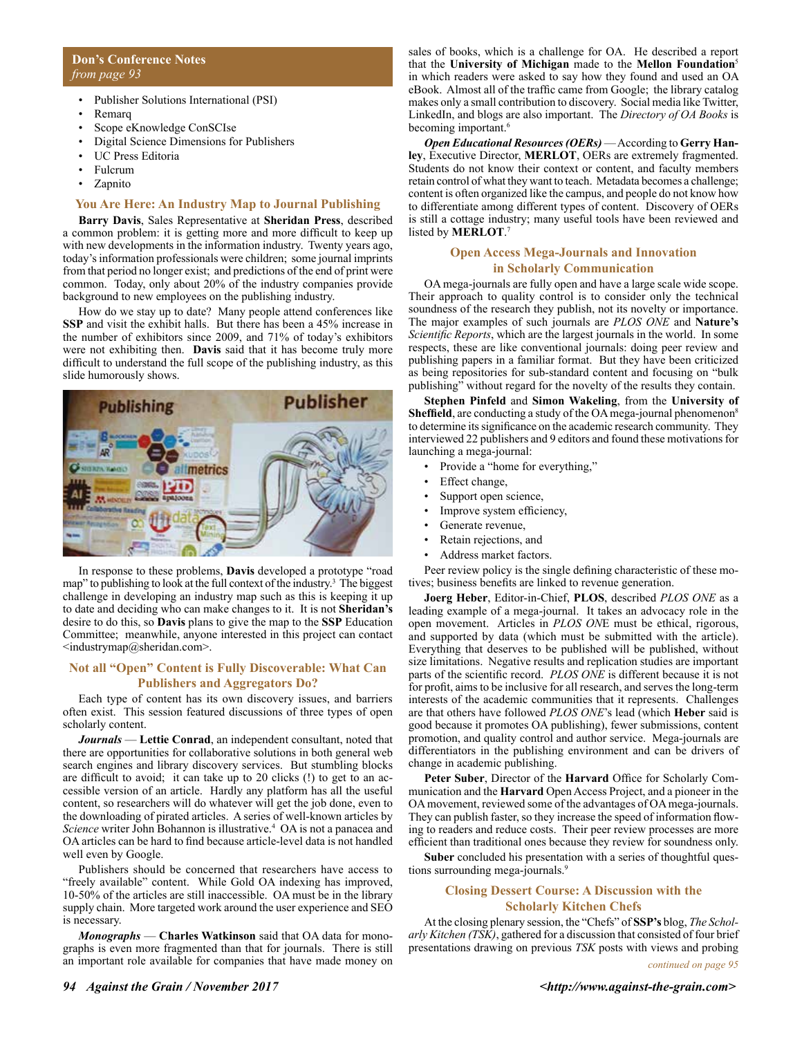**Don's Conference Notes**
*from page 93*

- Publisher Solutions International (PSI)
- Remarq
- Scope eKnowledge ConSCIse
- Digital Science Dimensions for Publishers
- UC Press Editoria
- Fulcrum
- Zapnito

### You Are Here: An Industry Map to Journal Publishing

**Barry Davis**, Sales Representative at **Sheridan Press**, described a common problem: it is getting more and more difficult to keep up with new developments in the information industry. Twenty years ago, today's information professionals were children; some journal imprints from that period no longer exist; and predictions of the end of print were common. Today, only about 20% of the industry companies provide background to new employees on the publishing industry.

How do we stay up to date? Many people attend conferences like **SSP** and visit the exhibit halls. But there has been a 45% increase in the number of exhibitors since 2009, and 71% of today's exhibitors were not exhibiting then. **Davis** said that it has become truly more difficult to understand the full scope of the publishing industry, as this slide humorously shows.

In response to these problems, **Davis** developed a prototype "road map" to publishing to look at the full context of the industry.[3] The biggest challenge in developing an industry map such as this is keeping it up to date and deciding who can make changes to it. It is not **Sheridan's** desire to do this, so **Davis** plans to give the map to the **SSP** Education Committee; meanwhile, anyone interested in this project can contact <industrymap@sheridan.com>.

### Not all "Open" Content is Fully Discoverable: What Can Publishers and Aggregators Do?

Each type of content has its own discovery issues, and barriers often exist. This session featured discussions of three types of open scholarly content.

***Journals*** — **Lettie Conrad**, an independent consultant, noted that there are opportunities for collaborative solutions in both general web search engines and library discovery services. But stumbling blocks are difficult to avoid; it can take up to 20 clicks (!) to get to an accessible version of an article. Hardly any platform has all the useful content, so researchers will do whatever will get the job done, even to the downloading of pirated articles. A series of well-known articles by *Science* writer John Bohannon is illustrative.[4] OA is not a panacea and OA articles can be hard to find because article-level data is not handled well even by Google.

Publishers should be concerned that researchers have access to "freely available" content. While Gold OA indexing has improved, 10-50% of the articles are still inaccessible. OA must be in the library supply chain. More targeted work around the user experience and SEO is necessary.

***Monographs*** — **Charles Watkinson** said that OA data for monographs is even more fragmented than that for journals. There is still an important role available for companies that have made money on sales of books, which is a challenge for OA. He described a report that the **University of Michigan** made to the **Mellon Foundation**[5] in which readers were asked to say how they found and used an OA eBook. Almost all of the traffic came from Google; the library catalog makes only a small contribution to discovery. Social media like Twitter, LinkedIn, and blogs are also important. The *Directory of OA Books* is becoming important.[6]

***Open Educational Resources (OERs)*** — According to **Gerry Hanley**, Executive Director, **MERLOT**, OERs are extremely fragmented. Students do not know their context or content, and faculty members retain control of what they want to teach. Metadata becomes a challenge; content is often organized like the campus, and people do not know how to differentiate among different types of content. Discovery of OERs is still a cottage industry; many useful tools have been reviewed and listed by **MERLOT**.[7]

### Open Access Mega-Journals and Innovation in Scholarly Communication

OA mega-journals are fully open and have a large scale wide scope. Their approach to quality control is to consider only the technical soundness of the research they publish, not its novelty or importance. The major examples of such journals are *PLOS ONE* and **Nature's** *Scientific Reports*, which are the largest journals in the world. In some respects, these are like conventional journals: doing peer review and publishing papers in a familiar format. But they have been criticized as being repositories for sub-standard content and focusing on "bulk publishing" without regard for the novelty of the results they contain.

**Stephen Pinfeld** and **Simon Wakeling**, from the **University of Sheffield**, are conducting a study of the OA mega-journal phenomenon[8] to determine its significance on the academic research community. They interviewed 22 publishers and 9 editors and found these motivations for launching a mega-journal:

- Provide a "home for everything,"
- Effect change,
- Support open science,
- Improve system efficiency,
- Generate revenue,
- Retain rejections, and
- Address market factors.

Peer review policy is the single defining characteristic of these motives; business benefits are linked to revenue generation.

**Joerg Heber**, Editor-in-Chief, **PLOS**, described *PLOS ONE* as a leading example of a mega-journal. It takes an advocacy role in the open movement. Articles in *PLOS ONE* must be ethical, rigorous, and supported by data (which must be submitted with the article). Everything that deserves to be published will be published, without size limitations. Negative results and replication studies are important parts of the scientific record. *PLOS ONE* is different because it is not for profit, aims to be inclusive for all research, and serves the long-term interests of the academic communities that it represents. Challenges are that others have followed *PLOS ONE*'s lead (which **Heber** said is good because it promotes OA publishing), fewer submissions, content promotion, and quality control and author service. Mega-journals are differentiators in the publishing environment and can be drivers of change in academic publishing.

**Peter Suber**, Director of the **Harvard** Office for Scholarly Communication and the **Harvard** Open Access Project, and a pioneer in the OA movement, reviewed some of the advantages of OA mega-journals. They can publish faster, so they increase the speed of information flowing to readers and reduce costs. Their peer review processes are more efficient than traditional ones because they review for soundness only.

**Suber** concluded his presentation with a series of thoughtful questions surrounding mega-journals.[9]

### Closing Dessert Course: A Discussion with the Scholarly Kitchen Chefs

At the closing plenary session, the "Chefs" of **SSP's** blog, *The Scholarly Kitchen (TSK)*, gathered for a discussion that consisted of four brief presentations drawing on previous *TSK* posts with views and probing

*continued on page 95*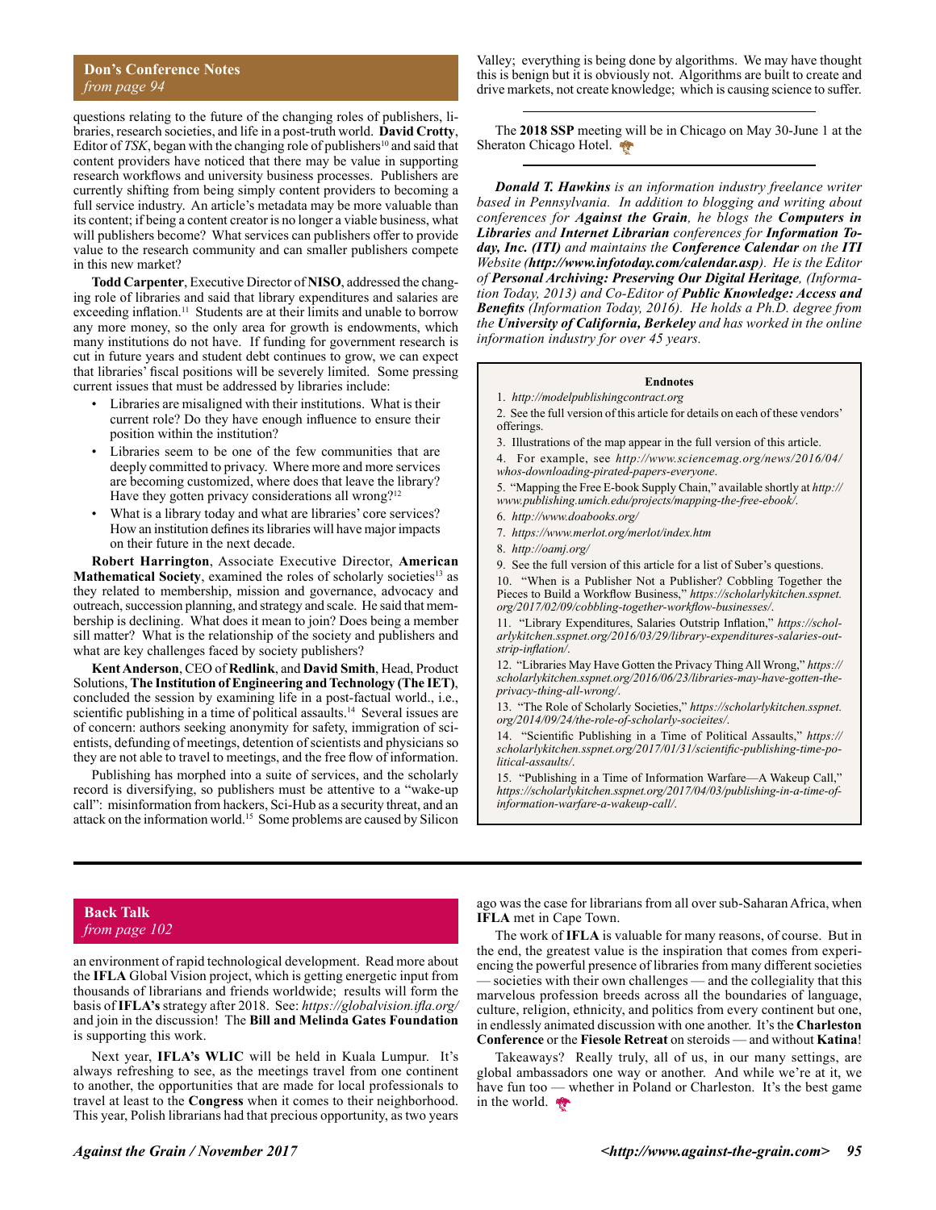## Don's Conference Notes
*from page 94*

questions relating to the future of the changing roles of publishers, libraries, research societies, and life in a post-truth world. **David Crotty**, Editor of *TSK*, began with the changing role of publishers[10] and said that content providers have noticed that there may be value in supporting research workflows and university business processes. Publishers are currently shifting from being simply content providers to becoming a full service industry. An article's metadata may be more valuable than its content; if being a content creator is no longer a viable business, what will publishers become? What services can publishers offer to provide value to the research community and can smaller publishers compete in this new market?

**Todd Carpenter**, Executive Director of **NISO**, addressed the changing role of libraries and said that library expenditures and salaries are exceeding inflation.[11] Students are at their limits and unable to borrow any more money, so the only area for growth is endowments, which many institutions do not have. If funding for government research is cut in future years and student debt continues to grow, we can expect that libraries' fiscal positions will be severely limited. Some pressing current issues that must be addressed by libraries include:

- Libraries are misaligned with their institutions. What is their current role? Do they have enough influence to ensure their position within the institution?
- Libraries seem to be one of the few communities that are deeply committed to privacy. Where more and more services are becoming customized, where does that leave the library? Have they gotten privacy considerations all wrong?[12]
- What is a library today and what are libraries' core services? How an institution defines its libraries will have major impacts on their future in the next decade.

**Robert Harrington**, Associate Executive Director, **American Mathematical Society**, examined the roles of scholarly societies[13] as they related to membership, mission and governance, advocacy and outreach, succession planning, and strategy and scale. He said that membership is declining. What does it mean to join? Does being a member still matter? What is the relationship of the society and publishers and what are key challenges faced by society publishers?

**Kent Anderson**, CEO of **Redlink**, and **David Smith**, Head, Product Solutions, **The Institution of Engineering and Technology (The IET)**, concluded the session by examining life in a post-factual world., i.e., scientific publishing in a time of political assaults.[14] Several issues are of concern: authors seeking anonymity for safety, immigration of scientists, defunding of meetings, detention of scientists and physicians so they are not able to travel to meetings, and the free flow of information.

Publishing has morphed into a suite of services, and the scholarly record is diversifying, so publishers must be attentive to a "wake-up call": misinformation from hackers, Sci-Hub as a security threat, and an attack on the information world.[15] Some problems are caused by Silicon Valley; everything is being done by algorithms. We may have thought this is benign but it is obviously not. Algorithms are built to create and drive markets, not create knowledge; which is causing science to suffer.

---

The **2018 SSP** meeting will be in Chicago on May 30-June 1 at the Sheraton Chicago Hotel.

---

***Donald T. Hawkins*** *is an information industry freelance writer based in Pennsylvania. In addition to blogging and writing about conferences for* ***Against the Grain****, he blogs the* ***Computers in Libraries*** *and* ***Internet Librarian*** *conferences for* ***Information Today, Inc. (ITI)*** *and maintains the* ***Conference Calendar*** *on the* ***ITI*** *Website* ***(http://www.infotoday.com/calendar.asp)****. He is the Editor of* ***Personal Archiving: Preserving Our Digital Heritage****, (Information Today, 2013) and Co-Editor of* ***Public Knowledge: Access and Benefits*** *(Information Today, 2016). He holds a Ph.D. degree from the* ***University of California, Berkeley*** *and has worked in the online information industry for over 45 years.*

### Endnotes

1. *http://modelpublishingcontract.org*
2. See the full version of this article for details on each of these vendors' offerings.
3. Illustrations of the map appear in the full version of this article.
4. For example, see *http://www.sciencemag.org/news/2016/04/whos-downloading-pirated-papers-everyone*.
5. "Mapping the Free E-book Supply Chain," available shortly at *http://www.publishing.umich.edu/projects/mapping-the-free-ebook/*.
6. *http://www.doabooks.org/*
7. *https://www.merlot.org/merlot/index.htm*
8. *http://oamj.org/*
9. See the full version of this article for a list of Suber's questions.
10. "When is a Publisher Not a Publisher? Cobbling Together the Pieces to Build a Workflow Business," *https://scholarlykitchen.sspnet.org/2017/02/09/cobbling-together-workflow-businesses/*.
11. "Library Expenditures, Salaries Outstrip Inflation," *https://scholarlykitchen.sspnet.org/2016/03/29/library-expenditures-salaries-outstrip-inflation/*.
12. "Libraries May Have Gotten the Privacy Thing All Wrong," *https://scholarlykitchen.sspnet.org/2016/06/23/libraries-may-have-gotten-the-privacy-thing-all-wrong/*.
13. "The Role of Scholarly Societies," *https://scholarlykitchen.sspnet.org/2014/09/24/the-role-of-scholarly-societes/*.
14. "Scientific Publishing in a Time of Political Assaults," *https://scholarlykitchen.sspnet.org/2017/01/31/scientific-publishing-time-political-assaults/*.
15. "Publishing in a Time of Information Warfare—A Wakeup Call," *https://scholarlykitchen.sspnet.org/2017/04/03/publishing-in-a-time-of-information-warfare-a-wakeup-call/*.

---

## Back Talk
*from page 102*

an environment of rapid technological development. Read more about the **IFLA** Global Vision project, which is getting energetic input from thousands of librarians and friends worldwide; results will form the basis of **IFLA's** strategy after 2018. See: *https://globalvision.ifla.org/* and join in the discussion! The **Bill and Melinda Gates Foundation** is supporting this work.

Next year, **IFLA's WLIC** will be held in Kuala Lumpur. It's always refreshing to see, as the meetings travel from one continent to another, the opportunities that are made for local professionals to travel at least to the **Congress** when it comes to their neighborhood. This year, Polish librarians had that precious opportunity, as two years ago was the case for librarians from all over sub-Saharan Africa, when **IFLA** met in Cape Town.

The work of **IFLA** is valuable for many reasons, of course. But in the end, the greatest value is the inspiration that comes from experiencing the powerful presence of libraries from many different societies — societies with their own challenges — and the collegiality that this marvelous profession breeds across all the boundaries of language, culture, religion, ethnicity, and politics from every continent but one, in endlessly animated discussion with one another. It's the **Charleston Conference** or the **Fiesole Retreat** on steroids — and without **Katina**!

Takeaways? Really truly, all of us, in our many settings, are global ambassadors one way or another. And while we're at it, we have fun too — whether in Poland or Charleston. It's the best game in the world.